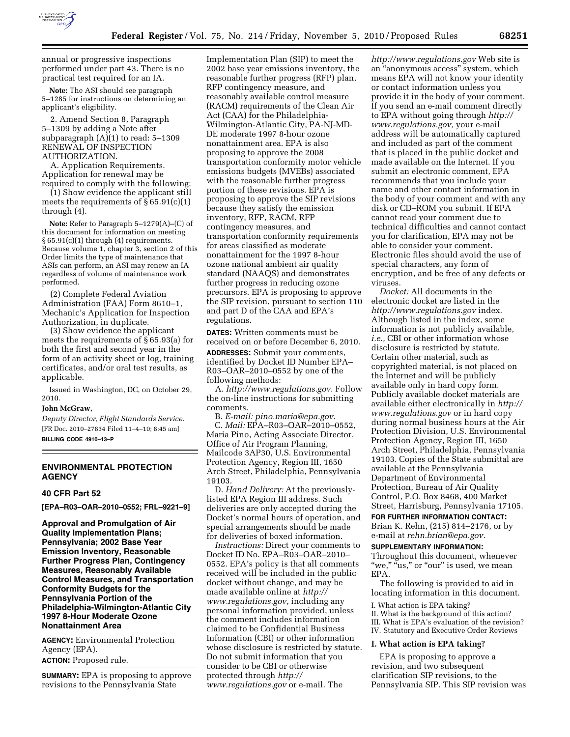annual or progressive inspections performed under part 43. There is no practical test required for an IA.

**Note:** The ASI should see paragraph 5–1285 for instructions on determining an applicant's eligibility.

2. Amend Section 8, Paragraph 5–1309 by adding a Note after subparagraph (A)(1) to read: 5–1309 RENEWAL OF INSPECTION AUTHORIZATION.

A. Application Requirements. Application for renewal may be required to comply with the following:

(1) Show evidence the applicant still meets the requirements of § 65.91(c)(1) through (4).

**Note:** Refer to Paragraph 5–1279(A)–(C) of this document for information on meeting § 65.91(c)(1) through (4) requirements. Because volume 1, chapter 3, section 2 of this Order limits the type of maintenance that ASIs can perform, an ASI may renew an IA regardless of volume of maintenance work performed.

(2) Complete Federal Aviation Administration (FAA) Form 8610–1, Mechanic's Application for Inspection Authorization, in duplicate.

(3) Show evidence the applicant meets the requirements of § 65.93(a) for both the first and second year in the form of an activity sheet or log, training certificates, and/or oral test results, as applicable.

Issued in Washington, DC, on October 29, 2010.

**John McGraw,**

*Deputy Director, Flight Standards Service.*

[FR Doc. 2010–27834 Filed 11–4–10; 8:45 am]

**BILLING CODE 4910–13–P**

## ENVIRONMENTAL PROTECTION AGENCY

### 40 CFR Part 52

**[EPA–R03–OAR–2010–0552; FRL–9221–9]**

### Approval and Promulgation of Air Quality Implementation Plans; Pennsylvania; 2002 Base Year Emission Inventory, Reasonable Further Progress Plan, Contingency Measures, Reasonably Available Control Measures, and Transportation Conformity Budgets for the Pennsylvania Portion of the Philadelphia-Wilmington-Atlantic City 1997 8-Hour Moderate Ozone Nonattainment Area

**AGENCY:** Environmental Protection Agency (EPA).

**ACTION:** Proposed rule.

**SUMMARY:** EPA is proposing to approve revisions to the Pennsylvania State Implementation Plan (SIP) to meet the 2002 base year emissions inventory, the reasonable further progress (RFP) plan, RFP contingency measure, and reasonably available control measure (RACM) requirements of the Clean Air Act (CAA) for the Philadelphia-Wilmington-Atlantic City, PA-NJ-MD-DE moderate 1997 8-hour ozone nonattainment area. EPA is also proposing to approve the 2008 transportation conformity motor vehicle emissions budgets (MVEBs) associated with the reasonable further progress portion of these revisions. EPA is proposing to approve the SIP revisions because they satisfy the emission inventory, RFP, RACM, RFP contingency measures, and transportation conformity requirements for areas classified as moderate nonattainment for the 1997 8-hour ozone national ambient air quality standard (NAAQS) and demonstrates further progress in reducing ozone precursors. EPA is proposing to approve the SIP revision, pursuant to section 110 and part D of the CAA and EPA's regulations.

**DATES:** Written comments must be received on or before December 6, 2010.

**ADDRESSES:** Submit your comments, identified by Docket ID Number EPA–R03–OAR–2010–0552 by one of the following methods:

A. *http://www.regulations.gov.* Follow the on-line instructions for submitting comments.

B. *E-mail: pino.maria@epa.gov.*

C. *Mail:* EPA–R03–OAR–2010–0552, Maria Pino, Acting Associate Director, Office of Air Program Planning, Mailcode 3AP30, U.S. Environmental Protection Agency, Region III, 1650 Arch Street, Philadelphia, Pennsylvania 19103.

D. *Hand Delivery:* At the previously-listed EPA Region III address. Such deliveries are only accepted during the Docket's normal hours of operation, and special arrangements should be made for deliveries of boxed information.

*Instructions:* Direct your comments to Docket ID No. EPA–R03–OAR–2010–0552. EPA's policy is that all comments received will be included in the public docket without change, and may be made available online at *http://www.regulations.gov,* including any personal information provided, unless the comment includes information claimed to be Confidential Business Information (CBI) or other information whose disclosure is restricted by statute. Do not submit information that you consider to be CBI or otherwise protected through *http://www.regulations.gov* or e-mail. The *http://www.regulations.gov* Web site is an "anonymous access" system, which means EPA will not know your identity or contact information unless you provide it in the body of your comment. If you send an e-mail comment directly to EPA without going through *http://www.regulations.gov,* your e-mail address will be automatically captured and included as part of the comment that is placed in the public docket and made available on the Internet. If you submit an electronic comment, EPA recommends that you include your name and other contact information in the body of your comment and with any disk or CD–ROM you submit. If EPA cannot read your comment due to technical difficulties and cannot contact you for clarification, EPA may not be able to consider your comment. Electronic files should avoid the use of special characters, any form of encryption, and be free of any defects or viruses.

*Docket:* All documents in the electronic docket are listed in the *http://www.regulations.gov* index. Although listed in the index, some information is not publicly available, *i.e.,* CBI or other information whose disclosure is restricted by statute. Certain other material, such as copyrighted material, is not placed on the Internet and will be publicly available only in hard copy form. Publicly available docket materials are available either electronically in *http://www.regulations.gov* or in hard copy during normal business hours at the Air Protection Division, U.S. Environmental Protection Agency, Region III, 1650 Arch Street, Philadelphia, Pennsylvania 19103. Copies of the State submittal are available at the Pennsylvania Department of Environmental Protection, Bureau of Air Quality Control, P.O. Box 8468, 400 Market Street, Harrisburg, Pennsylvania 17105.

**FOR FURTHER INFORMATION CONTACT:** Brian K. Rehn, (215) 814–2176, or by e-mail at *rehn.brian@epa.gov.*

**SUPPLEMENTARY INFORMATION:** Throughout this document, whenever "we," "us," or "our" is used, we mean EPA.

The following is provided to aid in locating information in this document.

I. What action is EPA taking?
II. What is the background of this action?
III. What is EPA's evaluation of the revision?
IV. Statutory and Executive Order Reviews

### I. What action is EPA taking?

EPA is proposing to approve a revision, and two subsequent clarification SIP revisions, to the Pennsylvania SIP. This SIP revision was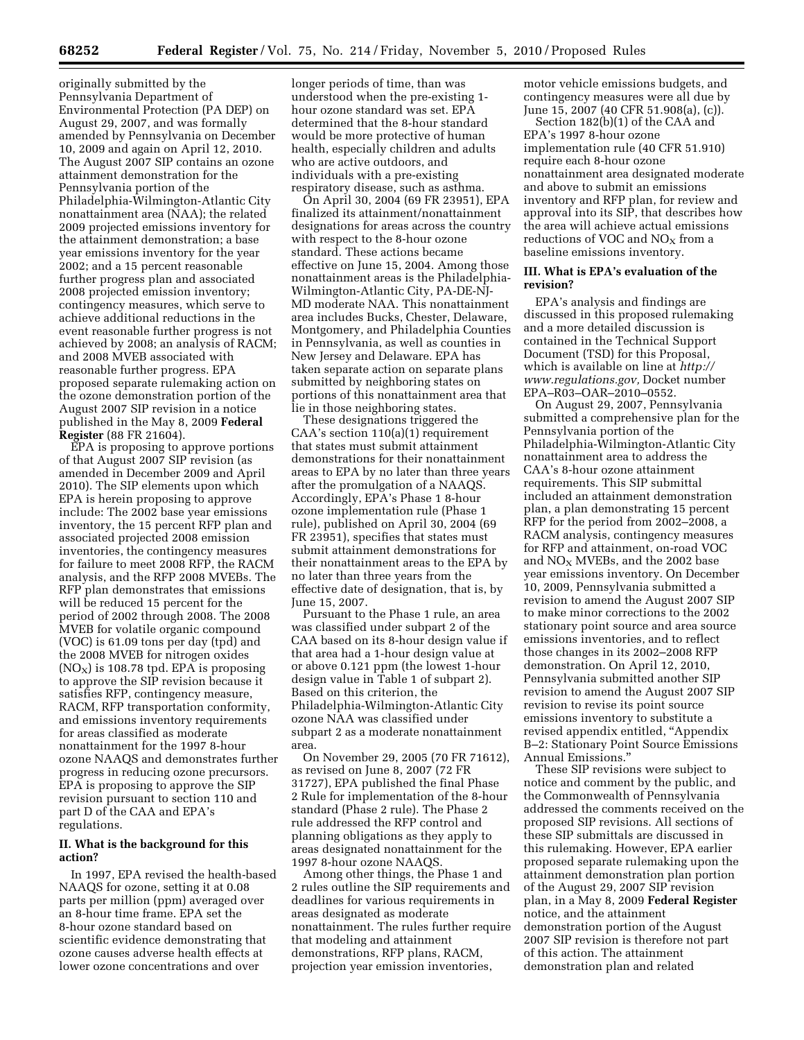originally submitted by the Pennsylvania Department of Environmental Protection (PA DEP) on August 29, 2007, and was formally amended by Pennsylvania on December 10, 2009 and again on April 12, 2010. The August 2007 SIP contains an ozone attainment demonstration for the Pennsylvania portion of the Philadelphia-Wilmington-Atlantic City nonattainment area (NAA); the related 2009 projected emissions inventory for the attainment demonstration; a base year emissions inventory for the year 2002; and a 15 percent reasonable further progress plan and associated 2008 projected emission inventory; contingency measures, which serve to achieve additional reductions in the event reasonable further progress is not achieved by 2008; an analysis of RACM; and 2008 MVEB associated with reasonable further progress. EPA proposed separate rulemaking action on the ozone demonstration portion of the August 2007 SIP revision in a notice published in the May 8, 2009 **Federal Register** (88 FR 21604).

EPA is proposing to approve portions of that August 2007 SIP revision (as amended in December 2009 and April 2010). The SIP elements upon which EPA is herein proposing to approve include: The 2002 base year emissions inventory, the 15 percent RFP plan and associated projected 2008 emission inventories, the contingency measures for failure to meet 2008 RFP, the RACM analysis, and the RFP 2008 MVEBs. The RFP plan demonstrates that emissions will be reduced 15 percent for the period of 2002 through 2008. The 2008 MVEB for volatile organic compound (VOC) is 61.09 tons per day (tpd) and the 2008 MVEB for nitrogen oxides ($NO_X$) is 108.78 tpd. EPA is proposing to approve the SIP revision because it satisfies RFP, contingency measure, RACM, RFP transportation conformity, and emissions inventory requirements for areas classified as moderate nonattainment for the 1997 8-hour ozone NAAQS and demonstrates further progress in reducing ozone precursors. EPA is proposing to approve the SIP revision pursuant to section 110 and part D of the CAA and EPA's regulations.

## II. What is the background for this action?

In 1997, EPA revised the health-based NAAQS for ozone, setting it at 0.08 parts per million (ppm) averaged over an 8-hour time frame. EPA set the 8-hour ozone standard based on scientific evidence demonstrating that ozone causes adverse health effects at lower ozone concentrations and over longer periods of time, than was understood when the pre-existing 1-hour ozone standard was set. EPA determined that the 8-hour standard would be more protective of human health, especially children and adults who are active outdoors, and individuals with a pre-existing respiratory disease, such as asthma.

On April 30, 2004 (69 FR 23951), EPA finalized its attainment/nonattainment designations for areas across the country with respect to the 8-hour ozone standard. These actions became effective on June 15, 2004. Among those nonattainment areas is the Philadelphia-Wilmington-Atlantic City, PA-DE-NJ-MD moderate NAA. This nonattainment area includes Bucks, Chester, Delaware, Montgomery, and Philadelphia Counties in Pennsylvania, as well as counties in New Jersey and Delaware. EPA has taken separate action on separate plans submitted by neighboring states on portions of this nonattainment area that lie in those neighboring states.

These designations triggered the CAA's section 110(a)(1) requirement that states must submit attainment demonstrations for their nonattainment areas to EPA by no later than three years after the promulgation of a NAAQS. Accordingly, EPA's Phase 1 8-hour ozone implementation rule (Phase 1 rule), published on April 30, 2004 (69 FR 23951), specifies that states must submit attainment demonstrations for their nonattainment areas to the EPA by no later than three years from the effective date of designation, that is, by June 15, 2007.

Pursuant to the Phase 1 rule, an area was classified under subpart 2 of the CAA based on its 8-hour design value if that area had a 1-hour design value at or above 0.121 ppm (the lowest 1-hour design value in Table 1 of subpart 2). Based on this criterion, the Philadelphia-Wilmington-Atlantic City ozone NAA was classified under subpart 2 as a moderate nonattainment area.

On November 29, 2005 (70 FR 71612), as revised on June 8, 2007 (72 FR 31727), EPA published the final Phase 2 Rule for implementation of the 8-hour standard (Phase 2 rule). The Phase 2 rule addressed the RFP control and planning obligations as they apply to areas designated nonattainment for the 1997 8-hour ozone NAAQS.

Among other things, the Phase 1 and 2 rules outline the SIP requirements and deadlines for various requirements in areas designated as moderate nonattainment. The rules further require that modeling and attainment demonstrations, RFP plans, RACM, projection year emission inventories, motor vehicle emissions budgets, and contingency measures were all due by June 15, 2007 (40 CFR 51.908(a), (c)).

Section 182(b)(1) of the CAA and EPA's 1997 8-hour ozone implementation rule (40 CFR 51.910) require each 8-hour ozone nonattainment area designated moderate and above to submit an emissions inventory and RFP plan, for review and approval into its SIP, that describes how the area will achieve actual emissions reductions of VOC and $NO_X$ from a baseline emissions inventory.

## III. What is EPA's evaluation of the revision?

EPA's analysis and findings are discussed in this proposed rulemaking and a more detailed discussion is contained in the Technical Support Document (TSD) for this Proposal, which is available on line at *http://www.regulations.gov,* Docket number EPA–R03–OAR–2010–0552.

On August 29, 2007, Pennsylvania submitted a comprehensive plan for the Pennsylvania portion of the Philadelphia-Wilmington-Atlantic City nonattainment area to address the CAA's 8-hour ozone attainment requirements. This SIP submittal included an attainment demonstration plan, a plan demonstrating 15 percent RFP for the period from 2002–2008, a RACM analysis, contingency measures for RFP and attainment, on-road VOC and $NO_X$ MVEBs, and the 2002 base year emissions inventory. On December 10, 2009, Pennsylvania submitted a revision to amend the August 2007 SIP to make minor corrections to the 2002 stationary point source and area source emissions inventories, and to reflect those changes in its 2002–2008 RFP demonstration. On April 12, 2010, Pennsylvania submitted another SIP revision to amend the August 2007 SIP to revise its point source emissions inventory to substitute a revised appendix entitled, "Appendix B–2: Stationary Point Source Emissions Annual Emissions."

These SIP revisions were subject to notice and comment by the public, and the Commonwealth of Pennsylvania addressed the comments received on the proposed SIP revisions. All sections of these SIP submittals are discussed in this rulemaking. However, EPA earlier proposed separate rulemaking upon the attainment demonstration plan portion of the August 29, 2007 SIP revision plan, in a May 8, 2009 **Federal Register** notice, and the attainment demonstration portion of the August 2007 SIP revision is therefore not part of this action. The attainment demonstration plan and related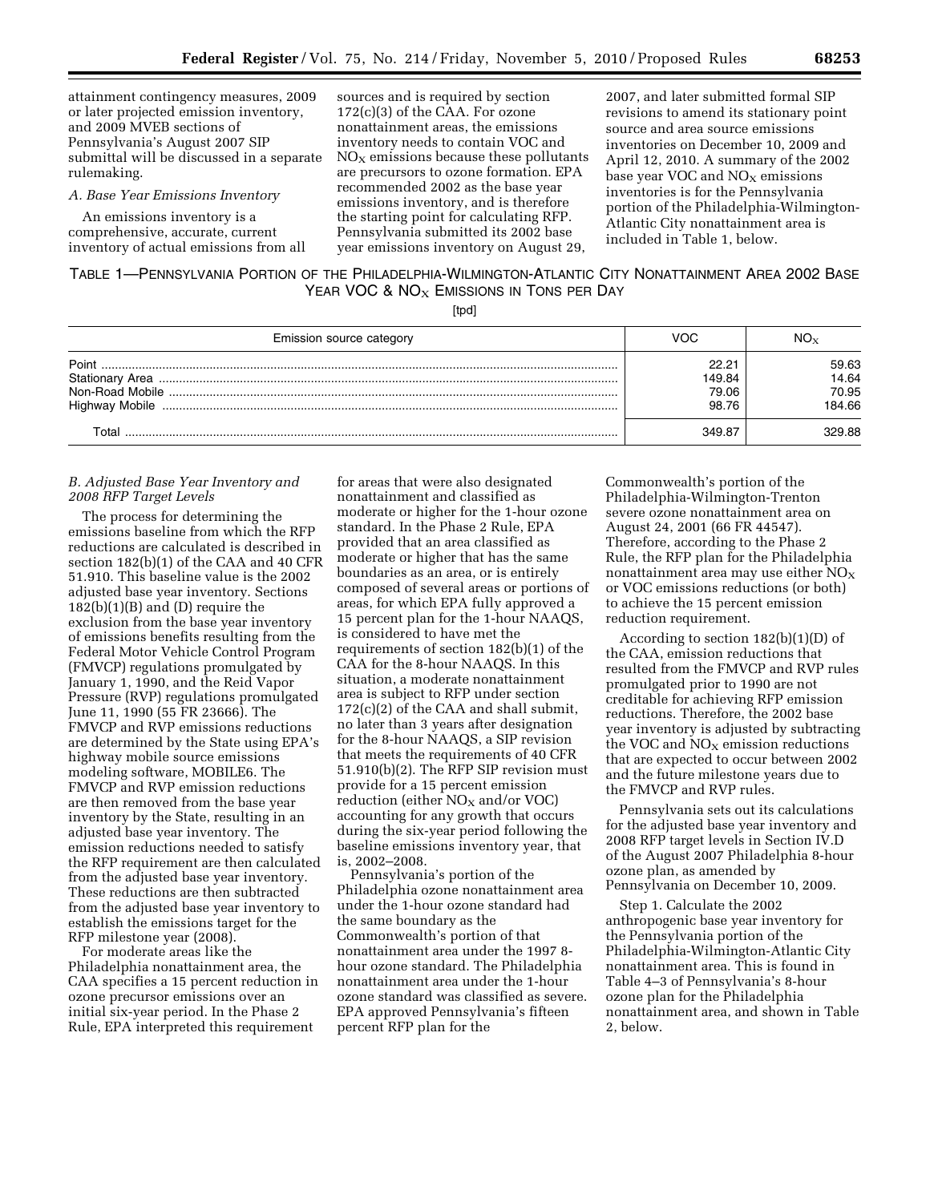attainment contingency measures, 2009 or later projected emission inventory, and 2009 MVEB sections of Pennsylvania's August 2007 SIP submittal will be discussed in a separate rulemaking.

*A. Base Year Emissions Inventory*

An emissions inventory is a comprehensive, accurate, current inventory of actual emissions from all sources and is required by section 172(c)(3) of the CAA. For ozone nonattainment areas, the emissions inventory needs to contain VOC and $NO_X$ emissions because these pollutants are precursors to ozone formation. EPA recommended 2002 as the base year emissions inventory, and is therefore the starting point for calculating RFP. Pennsylvania submitted its 2002 base year emissions inventory on August 29, 2007, and later submitted formal SIP revisions to amend its stationary point source and area source emissions inventories on December 10, 2009 and April 12, 2010. A summary of the 2002 base year VOC and $NO_X$ emissions inventories is for the Pennsylvania portion of the Philadelphia-Wilmington-Atlantic City nonattainment area is included in Table 1, below.

TABLE 1—PENNSYLVANIA PORTION OF THE PHILADELPHIA-WILMINGTON-ATLANTIC CITY NONATTAINMENT AREA 2002 BASE YEAR VOC & $NO_X$ EMISSIONS IN TONS PER DAY

[tpd]

| Emission source category | VOC | $NO_X$ |
|---|---|---|
| Point | 22.21 | 59.63 |
| Stationary Area | 149.84 | 14.64 |
| Non-Road Mobile | 79.06 | 70.95 |
| Highway Mobile | 98.76 | 184.66 |
| Total | 349.87 | 329.88 |

*B. Adjusted Base Year Inventory and 2008 RFP Target Levels*

The process for determining the emissions baseline from which the RFP reductions are calculated is described in section 182(b)(1) of the CAA and 40 CFR 51.910. This baseline value is the 2002 adjusted base year inventory. Sections 182(b)(1)(B) and (D) require the exclusion from the base year inventory of emissions benefits resulting from the Federal Motor Vehicle Control Program (FMVCP) regulations promulgated by January 1, 1990, and the Reid Vapor Pressure (RVP) regulations promulgated June 11, 1990 (55 FR 23666). The FMVCP and RVP emissions reductions are determined by the State using EPA's highway mobile source emissions modeling software, MOBILE6. The FMVCP and RVP emission reductions are then removed from the base year inventory by the State, resulting in an adjusted base year inventory. The emission reductions needed to satisfy the RFP requirement are then calculated from the adjusted base year inventory. These reductions are then subtracted from the adjusted base year inventory to establish the emissions target for the RFP milestone year (2008).

For moderate areas like the Philadelphia nonattainment area, the CAA specifies a 15 percent reduction in ozone precursor emissions over an initial six-year period. In the Phase 2 Rule, EPA interpreted this requirement for areas that were also designated nonattainment and classified as moderate or higher for the 1-hour ozone standard. In the Phase 2 Rule, EPA provided that an area classified as moderate or higher that has the same boundaries as an area, or is entirely composed of several areas or portions of areas, for which EPA fully approved a 15 percent plan for the 1-hour NAAQS, is considered to have met the requirements of section 182(b)(1) of the CAA for the 8-hour NAAQS. In this situation, a moderate nonattainment area is subject to RFP under section 172(c)(2) of the CAA and shall submit, no later than 3 years after designation for the 8-hour NAAQS, a SIP revision that meets the requirements of 40 CFR 51.910(b)(2). The RFP SIP revision must provide for a 15 percent emission reduction (either $NO_X$ and/or VOC) accounting for any growth that occurs during the six-year period following the baseline emissions inventory year, that is, 2002–2008.

Pennsylvania's portion of the Philadelphia ozone nonattainment area under the 1-hour ozone standard had the same boundary as the Commonwealth's portion of that nonattainment area under the 1997 8-hour ozone standard. The Philadelphia nonattainment area under the 1-hour ozone standard was classified as severe. EPA approved Pennsylvania's fifteen percent RFP plan for the Commonwealth's portion of the Philadelphia-Wilmington-Trenton severe ozone nonattainment area on August 24, 2001 (66 FR 44547). Therefore, according to the Phase 2 Rule, the RFP plan for the Philadelphia nonattainment area may use either $NO_X$ or VOC emissions reductions (or both) to achieve the 15 percent emission reduction requirement.

According to section 182(b)(1)(D) of the CAA, emission reductions that resulted from the FMVCP and RVP rules promulgated prior to 1990 are not creditable for achieving RFP emission reductions. Therefore, the 2002 base year inventory is adjusted by subtracting the VOC and $NO_X$ emission reductions that are expected to occur between 2002 and the future milestone years due to the FMVCP and RVP rules.

Pennsylvania sets out its calculations for the adjusted base year inventory and 2008 RFP target levels in Section IV.D of the August 2007 Philadelphia 8-hour ozone plan, as amended by Pennsylvania on December 10, 2009.

Step 1. Calculate the 2002 anthropogenic base year inventory for the Pennsylvania portion of the Philadelphia-Wilmington-Atlantic City nonattainment area. This is found in Table 4–3 of Pennsylvania's 8-hour ozone plan for the Philadelphia nonattainment area, and shown in Table 2, below.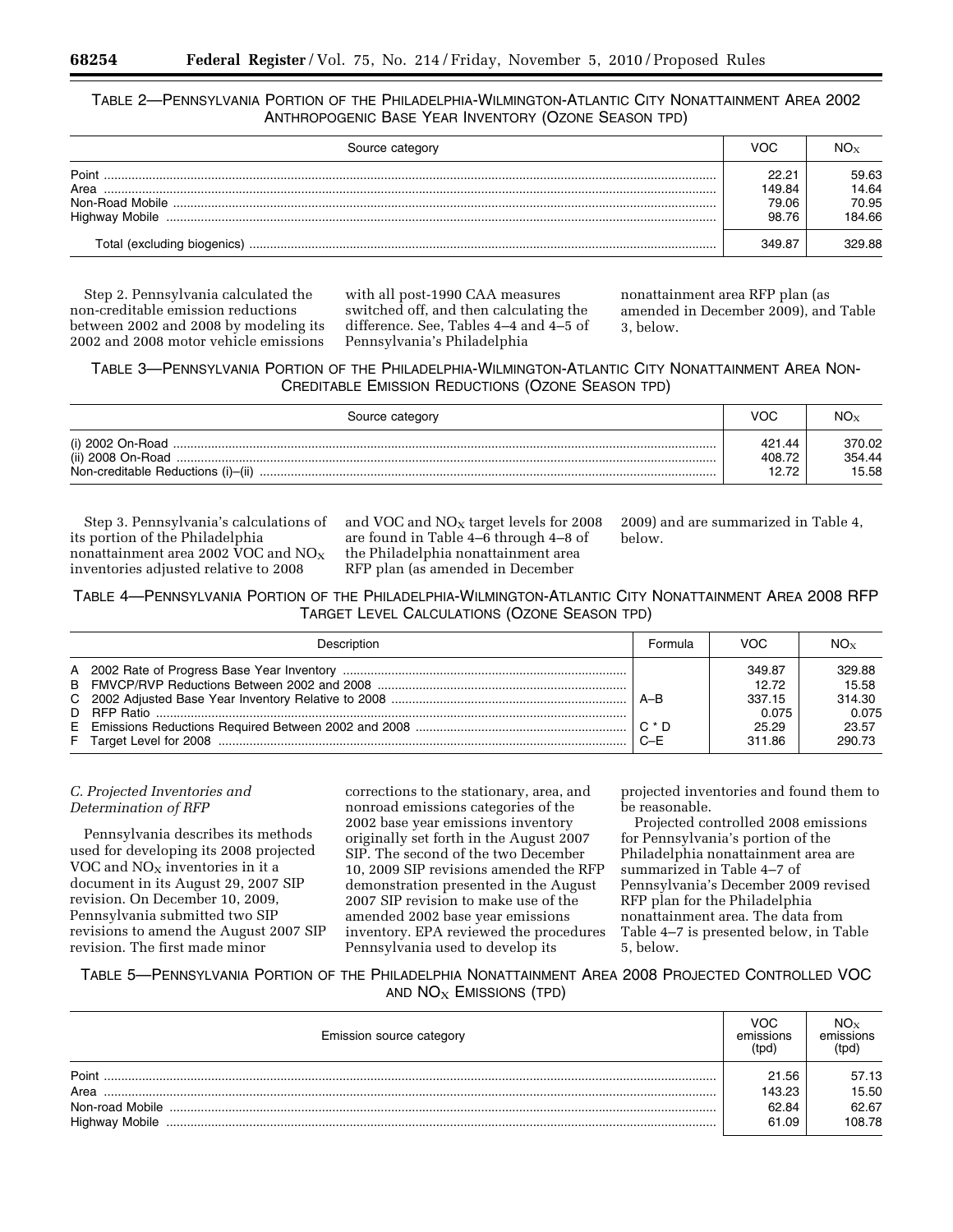TABLE 2—PENNSYLVANIA PORTION OF THE PHILADELPHIA-WILMINGTON-ATLANTIC CITY NONATTAINMENT AREA 2002 ANTHROPOGENIC BASE YEAR INVENTORY (OZONE SEASON TPD)

| Source category | VOC | $NO_X$ |
|---|---|---|
| Point | 22.21 | 59.63 |
| Area | 149.84 | 14.64 |
| Non-Road Mobile | 79.06 | 70.95 |
| Highway Mobile | 98.76 | 184.66 |
| Total (excluding biogenics) | 349.87 | 329.88 |

Step 2. Pennsylvania calculated the non-creditable emission reductions between 2002 and 2008 by modeling its 2002 and 2008 motor vehicle emissions with all post-1990 CAA measures switched off, and then calculating the difference. See, Tables 4–4 and 4–5 of Pennsylvania's Philadelphia nonattainment area RFP plan (as amended in December 2009), and Table 3, below.

TABLE 3—PENNSYLVANIA PORTION OF THE PHILADELPHIA-WILMINGTON-ATLANTIC CITY NONATTAINMENT AREA NON-CREDITABLE EMISSION REDUCTIONS (OZONE SEASON TPD)

| Source category | VOC | $NO_X$ |
|---|---|---|
| (i) 2002 On-Road | 421.44 | 370.02 |
| (ii) 2008 On-Road | 408.72 | 354.44 |
| Non-creditable Reductions (i)–(ii) | 12.72 | 15.58 |

Step 3. Pennsylvania's calculations of its portion of the Philadelphia nonattainment area 2002 VOC and $NO_X$ inventories adjusted relative to 2008 and VOC and $NO_X$ target levels for 2008 are found in Table 4–6 through 4–8 of the Philadelphia nonattainment area RFP plan (as amended in December 2009) and are summarized in Table 4, below.

TABLE 4—PENNSYLVANIA PORTION OF THE PHILADELPHIA-WILMINGTON-ATLANTIC CITY NONATTAINMENT AREA 2008 RFP TARGET LEVEL CALCULATIONS (OZONE SEASON TPD)

| Description | Formula | VOC | $NO_X$ |
|---|---|---|---|
| A 2002 Rate of Progress Base Year Inventory | | 349.87 | 329.88 |
| B FMVCP/RVP Reductions Between 2002 and 2008 | | 12.72 | 15.58 |
| C 2002 Adjusted Base Year Inventory Relative to 2008 | A–B | 337.15 | 314.30 |
| D RFP Ratio | | 0.075 | 0.075 |
| E Emissions Reductions Required Between 2002 and 2008 | C * D | 25.29 | 23.57 |
| F Target Level for 2008 | C–E | 311.86 | 290.73 |

*C. Projected Inventories and Determination of RFP*

Pennsylvania describes its methods used for developing its 2008 projected VOC and $NO_X$ inventories in it a document in its August 29, 2007 SIP revision. On December 10, 2009, Pennsylvania submitted two SIP revisions to amend the August 2007 SIP revision. The first made minor corrections to the stationary, area, and nonroad emissions categories of the 2002 base year emissions inventory originally set forth in the August 2007 SIP. The second of the two December 10, 2009 SIP revisions amended the RFP demonstration presented in the August 2007 SIP revision to make use of the amended 2002 base year emissions inventory. EPA reviewed the procedures Pennsylvania used to develop its projected inventories and found them to be reasonable.

Projected controlled 2008 emissions for Pennsylvania's portion of the Philadelphia nonattainment area are summarized in Table 4–7 of Pennsylvania's December 2009 revised RFP plan for the Philadelphia nonattainment area. The data from Table 4–7 is presented below, in Table 5, below.

TABLE 5—PENNSYLVANIA PORTION OF THE PHILADELPHIA NONATTAINMENT AREA 2008 PROJECTED CONTROLLED VOC AND $NO_X$ EMISSIONS (TPD)

| Emission source category | VOC emissions (tpd) | $NO_X$ emissions (tpd) |
|---|---|---|
| Point | 21.56 | 57.13 |
| Area | 143.23 | 15.50 |
| Non-road Mobile | 62.84 | 62.67 |
| Highway Mobile | 61.09 | 108.78 |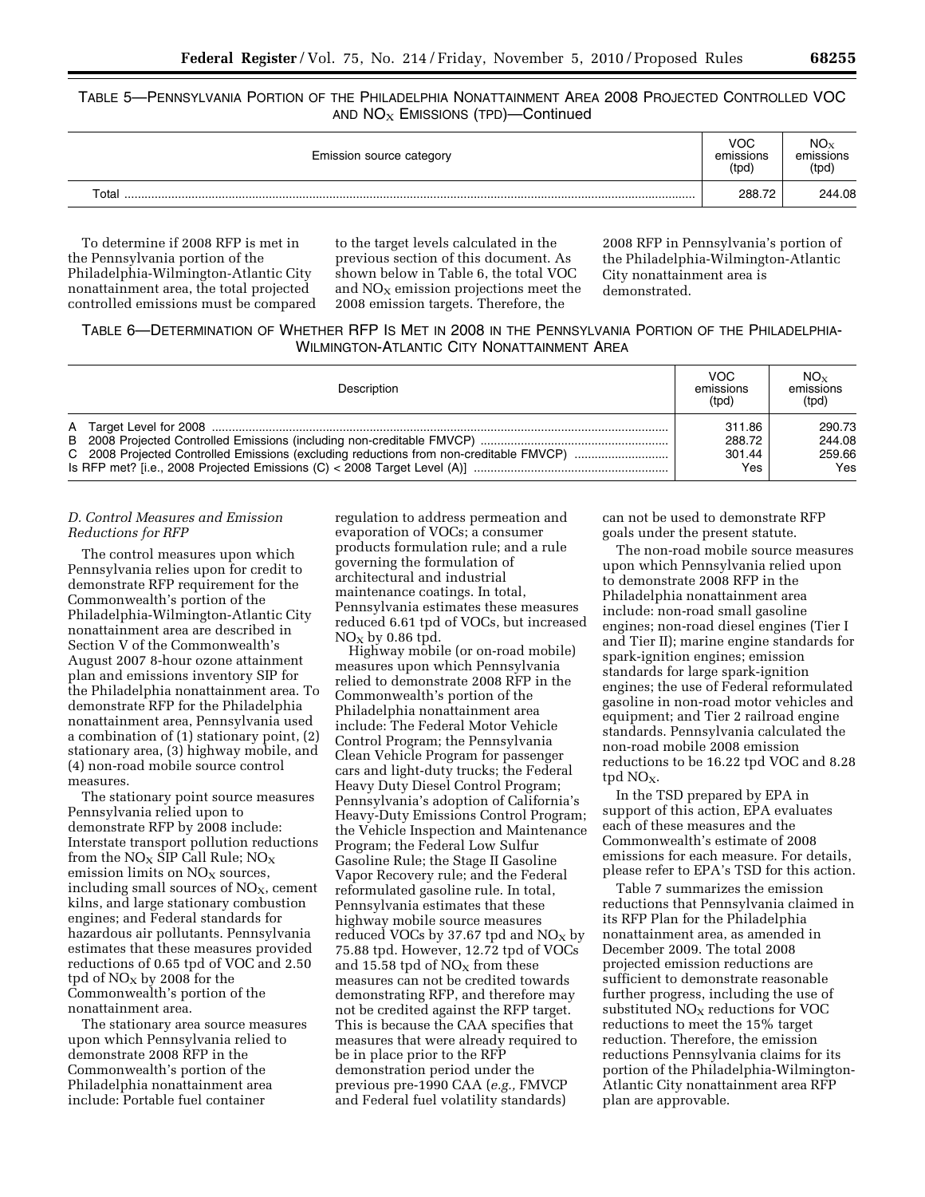TABLE 5—PENNSYLVANIA PORTION OF THE PHILADELPHIA NONATTAINMENT AREA 2008 PROJECTED CONTROLLED VOC AND $NO_X$ EMISSIONS (TPD)—Continued

| Emission source category | VOC emissions (tpd) | $NO_X$ emissions (tpd) |
|---|---|---|
| Total | 288.72 | 244.08 |

To determine if 2008 RFP is met in the Pennsylvania portion of the Philadelphia-Wilmington-Atlantic City nonattainment area, the total projected controlled emissions must be compared to the target levels calculated in the previous section of this document. As shown below in Table 6, the total VOC and $NO_X$ emission projections meet the 2008 emission targets. Therefore, the 2008 RFP in Pennsylvania's portion of the Philadelphia-Wilmington-Atlantic City nonattainment area is demonstrated.

TABLE 6—DETERMINATION OF WHETHER RFP IS MET IN 2008 IN THE PENNSYLVANIA PORTION OF THE PHILADELPHIA-WILMINGTON-ATLANTIC CITY NONATTAINMENT AREA

| Description | VOC emissions (tpd) | $NO_X$ emissions (tpd) |
|---|---|---|
| A Target Level for 2008 | 311.86 | 290.73 |
| B 2008 Projected Controlled Emissions (including non-creditable FMVCP) | 288.72 | 244.08 |
| C 2008 Projected Controlled Emissions (excluding reductions from non-creditable FMVCP) | 301.44 | 259.66 |
| Is RFP met? [i.e., 2008 Projected Emissions (C) < 2008 Target Level (A)] | Yes | Yes |

*D. Control Measures and Emission Reductions for RFP*

The control measures upon which Pennsylvania relies upon for credit to demonstrate RFP requirement for the Commonwealth's portion of the Philadelphia-Wilmington-Atlantic City nonattainment area are described in Section V of the Commonwealth's August 2007 8-hour ozone attainment plan and emissions inventory SIP for the Philadelphia nonattainment area. To demonstrate RFP for the Philadelphia nonattainment area, Pennsylvania used a combination of (1) stationary point, (2) stationary area, (3) highway mobile, and (4) non-road mobile source control measures.

The stationary point source measures Pennsylvania relied upon to demonstrate RFP by 2008 include: Interstate transport pollution reductions from the $NO_X$ SIP Call Rule; $NO_X$ emission limits on $NO_X$ sources, including small sources of $NO_X$, cement kilns, and large stationary combustion engines; and Federal standards for hazardous air pollutants. Pennsylvania estimates that these measures provided reductions of 0.65 tpd of VOC and 2.50 tpd of $NO_X$ by 2008 for the Commonwealth's portion of the nonattainment area.

The stationary area source measures upon which Pennsylvania relied to demonstrate 2008 RFP in the Commonwealth's portion of the Philadelphia nonattainment area include: Portable fuel container regulation to address permeation and evaporation of VOCs; a consumer products formulation rule; and a rule governing the formulation of architectural and industrial maintenance coatings. In total, Pennsylvania estimates these measures reduced 6.61 tpd of VOCs, but increased $NO_X$ by 0.86 tpd.

Highway mobile (or on-road mobile) measures upon which Pennsylvania relied to demonstrate 2008 RFP in the Commonwealth's portion of the Philadelphia nonattainment area include: The Federal Motor Vehicle Control Program; the Pennsylvania Clean Vehicle Program for passenger cars and light-duty trucks; the Federal Heavy Duty Diesel Control Program; Pennsylvania's adoption of California's Heavy-Duty Emissions Control Program; the Vehicle Inspection and Maintenance Program; the Federal Low Sulfur Gasoline Rule; the Stage II Gasoline Vapor Recovery rule; and the Federal reformulated gasoline rule. In total, Pennsylvania estimates that these highway mobile source measures reduced VOCs by 37.67 tpd and $NO_X$ by 75.88 tpd. However, 12.72 tpd of VOCs and 15.58 tpd of $NO_X$ from these measures can not be credited towards demonstrating RFP, and therefore may not be credited against the RFP target. This is because the CAA specifies that measures that were already required to be in place prior to the RFP demonstration period under the previous pre-1990 CAA (*e.g.,* FMVCP and Federal fuel volatility standards) can not be used to demonstrate RFP goals under the present statute.

The non-road mobile source measures upon which Pennsylvania relied upon to demonstrate 2008 RFP in the Philadelphia nonattainment area include: non-road small gasoline engines; non-road diesel engines (Tier I and Tier II); marine engine standards for spark-ignition engines; emission standards for large spark-ignition engines; the use of Federal reformulated gasoline in non-road motor vehicles and equipment; and Tier 2 railroad engine standards. Pennsylvania calculated the non-road mobile 2008 emission reductions to be 16.22 tpd VOC and 8.28 tpd $NO_X$.

In the TSD prepared by EPA in support of this action, EPA evaluates each of these measures and the Commonwealth's estimate of 2008 emissions for each measure. For details, please refer to EPA's TSD for this action.

Table 7 summarizes the emission reductions that Pennsylvania claimed in its RFP Plan for the Philadelphia nonattainment area, as amended in December 2009. The total 2008 projected emission reductions are sufficient to demonstrate reasonable further progress, including the use of substituted $NO_X$ reductions for VOC reductions to meet the 15% target reduction. Therefore, the emission reductions Pennsylvania claims for its portion of the Philadelphia-Wilmington-Atlantic City nonattainment area RFP plan are approvable.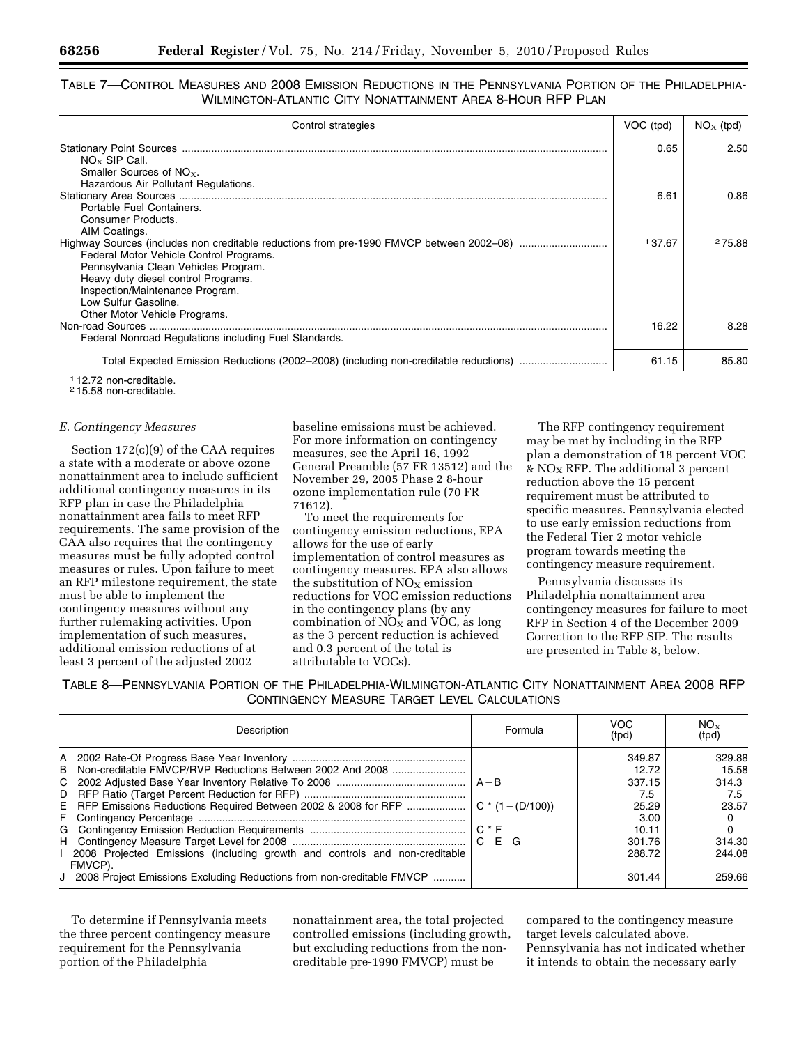TABLE 7—CONTROL MEASURES AND 2008 EMISSION REDUCTIONS IN THE PENNSYLVANIA PORTION OF THE PHILADELPHIA-WILMINGTON-ATLANTIC CITY NONATTAINMENT AREA 8-HOUR RFP PLAN

| Control strategies | VOC (tpd) | $NO_X$ (tpd) |
|---|---|---|
| Stationary Point Sources | 0.65 | 2.50 |
| $NO_X$ SIP Call. | | |
| Smaller Sources of $NO_X$. | | |
| Hazardous Air Pollutant Regulations. | | |
| Stationary Area Sources | 6.61 | −0.86 |
| Portable Fuel Containers. | | |
| Consumer Products. | | |
| AIM Coatings. | | |
| Highway Sources (includes non creditable reductions from pre-1990 FMVCP between 2002–08) | [1] 37.67 | [2] 75.88 |
| Federal Motor Vehicle Control Programs. | | |
| Pennsylvania Clean Vehicles Program. | | |
| Heavy duty diesel control Programs. | | |
| Inspection/Maintenance Program. | | |
| Low Sulfur Gasoline. | | |
| Other Motor Vehicle Programs. | | |
| Non-road Sources | 16.22 | 8.28 |
| Federal Nonroad Regulations including Fuel Standards. | | |
| Total Expected Emission Reductions (2002–2008) (including non-creditable reductions) | 61.15 | 85.80 |

[1] 12.72 non-creditable.
[2] 15.58 non-creditable.

### *E. Contingency Measures*

Section 172(c)(9) of the CAA requires a state with a moderate or above ozone nonattainment area to include sufficient additional contingency measures in its RFP plan in case the Philadelphia nonattainment area fails to meet RFP requirements. The same provision of the CAA also requires that the contingency measures must be fully adopted control measures or rules. Upon failure to meet an RFP milestone requirement, the state must be able to implement the contingency measures without any further rulemaking activities. Upon implementation of such measures, additional emission reductions of at least 3 percent of the adjusted 2002 baseline emissions must be achieved. For more information on contingency measures, see the April 16, 1992 General Preamble (57 FR 13512) and the November 29, 2005 Phase 2 8-hour ozone implementation rule (70 FR 71612).

To meet the requirements for contingency emission reductions, EPA allows for the use of early implementation of control measures as contingency measures. EPA also allows the substitution of $NO_X$ emission reductions for VOC emission reductions in the contingency plans (by any combination of $NO_X$ and VOC, as long as the 3 percent reduction is achieved and 0.3 percent of the total is attributable to VOCs).

The RFP contingency requirement may be met by including in the RFP plan a demonstration of 18 percent VOC & $NO_X$ RFP. The additional 3 percent reduction above the 15 percent requirement must be attributed to specific measures. Pennsylvania elected to use early emission reductions from the Federal Tier 2 motor vehicle program towards meeting the contingency measure requirement.

Pennsylvania discusses its Philadelphia nonattainment area contingency measures for failure to meet RFP in Section 4 of the December 2009 Correction to the RFP SIP. The results are presented in Table 8, below.

TABLE 8—PENNSYLVANIA PORTION OF THE PHILADELPHIA-WILMINGTON-ATLANTIC CITY NONATTAINMENT AREA 2008 RFP CONTINGENCY MEASURE TARGET LEVEL CALCULATIONS

| Description | Formula | VOC (tpd) | $NO_X$ (tpd) |
|---|---|---|---|
| A 2002 Rate-Of Progress Base Year Inventory | | 349.87 | 329.88 |
| B Non-creditable FMVCP/RVP Reductions Between 2002 And 2008 | | 12.72 | 15.58 |
| C 2002 Adjusted Base Year Inventory Relative To 2008 | A − B | 337.15 | 314.3 |
| D RFP Ratio (Target Percent Reduction for RFP) | | 7.5 | 7.5 |
| E RFP Emissions Reductions Required Between 2002 & 2008 for RFP | C * (1 − (D/100)) | 25.29 | 23.57 |
| F Contingency Percentage | | 3.00 | 0 |
| G Contingency Emission Reduction Requirements | C * F | 10.11 | 0 |
| H Contingency Measure Target Level for 2008 | C − E − G | 301.76 | 314.30 |
| I 2008 Projected Emissions (including growth and controls and non-creditable FMVCP). | | 288.72 | 244.08 |
| J 2008 Project Emissions Excluding Reductions from non-creditable FMVCP | | 301.44 | 259.66 |

To determine if Pennsylvania meets the three percent contingency measure requirement for the Pennsylvania portion of the Philadelphia nonattainment area, the total projected controlled emissions (including growth, but excluding reductions from the non-creditable pre-1990 FMVCP) must be compared to the contingency measure target levels calculated above. Pennsylvania has not indicated whether it intends to obtain the necessary early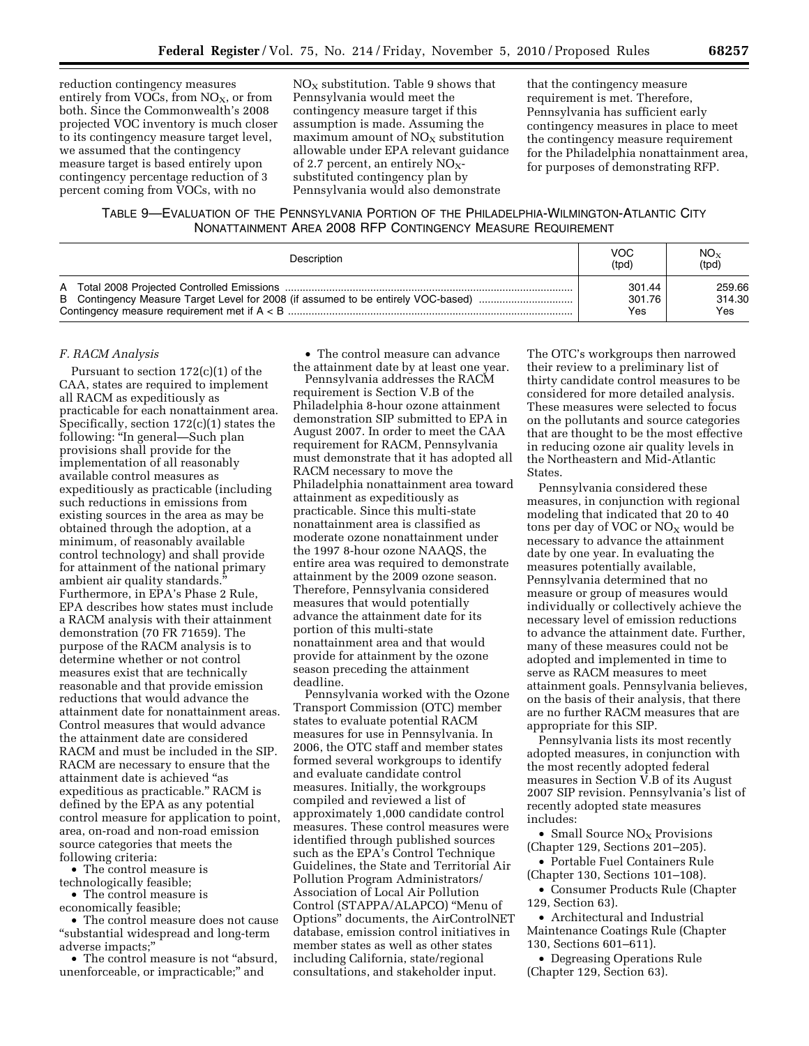reduction contingency measures entirely from VOCs, from $NO_X$, or from both. Since the Commonwealth's 2008 projected VOC inventory is much closer to its contingency measure target level, we assumed that the contingency measure target is based entirely upon contingency percentage reduction of 3 percent coming from VOCs, with no $NO_X$ substitution. Table 9 shows that Pennsylvania would meet the contingency measure target if this assumption is made. Assuming the maximum amount of $NO_X$ substitution allowable under EPA relevant guidance of 2.7 percent, an entirely $NO_X$-substituted contingency plan by Pennsylvania would also demonstrate that the contingency measure requirement is met. Therefore, Pennsylvania has sufficient early contingency measures in place to meet the contingency measure requirement for the Philadelphia nonattainment area, for purposes of demonstrating RFP.

TABLE 9—EVALUATION OF THE PENNSYLVANIA PORTION OF THE PHILADELPHIA-WILMINGTON-ATLANTIC CITY NONATTAINMENT AREA 2008 RFP CONTINGENCY MEASURE REQUIREMENT

| Description | VOC (tpd) | $NO_X$ (tpd) |
|---|---|---|
| A Total 2008 Projected Controlled Emissions | 301.44 | 259.66 |
| B Contingency Measure Target Level for 2008 (if assumed to be entirely VOC-based) | 301.76 | 314.30 |
| Contingency measure requirement met if A < B | Yes | Yes |

### *F. RACM Analysis*

Pursuant to section 172(c)(1) of the CAA, states are required to implement all RACM as expeditiously as practicable for each nonattainment area. Specifically, section 172(c)(1) states the following: "In general—Such plan provisions shall provide for the implementation of all reasonably available control measures as expeditiously as practicable (including such reductions in emissions from existing sources in the area as may be obtained through the adoption, at a minimum, of reasonably available control technology) and shall provide for attainment of the national primary ambient air quality standards." Furthermore, in EPA's Phase 2 Rule, EPA describes how states must include a RACM analysis with their attainment demonstration (70 FR 71659). The purpose of the RACM analysis is to determine whether or not control measures exist that are technically reasonable and that provide emission reductions that would advance the attainment date for nonattainment areas. Control measures that would advance the attainment date are considered RACM and must be included in the SIP. RACM are necessary to ensure that the attainment date is achieved "as expeditious as practicable." RACM is defined by the EPA as any potential control measure for application to point, area, on-road and non-road emission source categories that meets the following criteria:

- The control measure is technologically feasible;
- The control measure is economically feasible;
- The control measure does not cause "substantial widespread and long-term adverse impacts;"
- The control measure is not "absurd, unenforceable, or impracticable;" and
- The control measure can advance the attainment date by at least one year.

Pennsylvania addresses the RACM requirement is Section V.B of the Philadelphia 8-hour ozone attainment demonstration SIP submitted to EPA in August 2007. In order to meet the CAA requirement for RACM, Pennsylvania must demonstrate that it has adopted all RACM necessary to move the Philadelphia nonattainment area toward attainment as expeditiously as practicable. Since this multi-state nonattainment area is classified as moderate ozone nonattainment under the 1997 8-hour ozone NAAQS, the entire area was required to demonstrate attainment by the 2009 ozone season. Therefore, Pennsylvania considered measures that would potentially advance the attainment date for its portion of this multi-state nonattainment area and that would provide for attainment by the ozone season preceding the attainment deadline.

Pennsylvania worked with the Ozone Transport Commission (OTC) member states to evaluate potential RACM measures for use in Pennsylvania. In 2006, the OTC staff and member states formed several workgroups to identify and evaluate candidate control measures. Initially, the workgroups compiled and reviewed a list of approximately 1,000 candidate control measures. These control measures were identified through published sources such as the EPA's Control Technique Guidelines, the State and Territorial Air Pollution Program Administrators/Association of Local Air Pollution Control (STAPPA/ALAPCO) "Menu of Options" documents, the AirControlNET database, emission control initiatives in member states as well as other states including California, state/regional consultations, and stakeholder input. The OTC's workgroups then narrowed their review to a preliminary list of thirty candidate control measures to be considered for more detailed analysis. These measures were selected to focus on the pollutants and source categories that are thought to be the most effective in reducing ozone air quality levels in the Northeastern and Mid-Atlantic States.

Pennsylvania considered these measures, in conjunction with regional modeling that indicated that 20 to 40 tons per day of VOC or $NO_X$ would be necessary to advance the attainment date by one year. In evaluating the measures potentially available, Pennsylvania determined that no measure or group of measures would individually or collectively achieve the necessary level of emission reductions to advance the attainment date. Further, many of these measures could not be adopted and implemented in time to serve as RACM measures to meet attainment goals. Pennsylvania believes, on the basis of their analysis, that there are no further RACM measures that are appropriate for this SIP.

Pennsylvania lists its most recently adopted measures, in conjunction with the most recently adopted federal measures in Section V.B of its August 2007 SIP revision. Pennsylvania's list of recently adopted state measures includes:

- Small Source $NO_X$ Provisions (Chapter 129, Sections 201–205).
- Portable Fuel Containers Rule (Chapter 130, Sections 101–108).
- Consumer Products Rule (Chapter 129, Section 63).
- Architectural and Industrial Maintenance Coatings Rule (Chapter 130, Sections 601–611).
- Degreasing Operations Rule (Chapter 129, Section 63).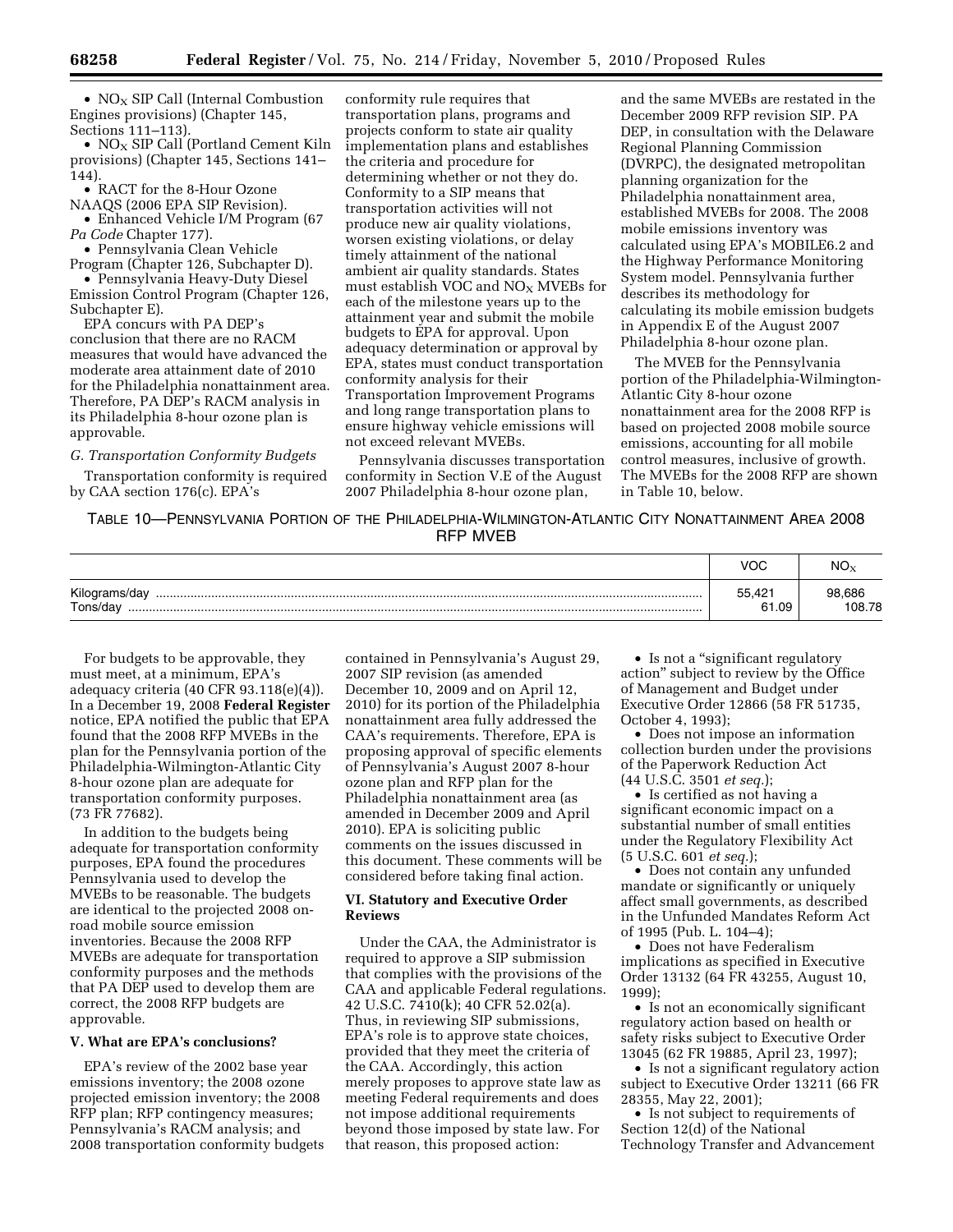- $NO_X$ SIP Call (Internal Combustion Engines provisions) (Chapter 145, Sections 111–113).
- $NO_X$ SIP Call (Portland Cement Kiln provisions) (Chapter 145, Sections 141–144).
- RACT for the 8-Hour Ozone NAAQS (2006 EPA SIP Revision).
- Enhanced Vehicle I/M Program (67 *Pa Code* Chapter 177).
- Pennsylvania Clean Vehicle Program (Chapter 126, Subchapter D).
- Pennsylvania Heavy-Duty Diesel Emission Control Program (Chapter 126, Subchapter E).

EPA concurs with PA DEP's conclusion that there are no RACM measures that would have advanced the moderate area attainment date of 2010 for the Philadelphia nonattainment area. Therefore, PA DEP's RACM analysis in its Philadelphia 8-hour ozone plan is approvable.

### *G. Transportation Conformity Budgets*

Transportation conformity is required by CAA section 176(c). EPA's conformity rule requires that transportation plans, programs and projects conform to state air quality implementation plans and establishes the criteria and procedure for determining whether or not they do. Conformity to a SIP means that transportation activities will not produce new air quality violations, worsen existing violations, or delay timely attainment of the national ambient air quality standards. States must establish VOC and $NO_X$ MVEBs for each of the milestone years up to the attainment year and submit the mobile budgets to EPA for approval. Upon adequacy determination or approval by EPA, states must conduct transportation conformity analysis for their Transportation Improvement Programs and long range transportation plans to ensure highway vehicle emissions will not exceed relevant MVEBs.

Pennsylvania discusses transportation conformity in Section V.E of the August 2007 Philadelphia 8-hour ozone plan, and the same MVEBs are restated in the December 2009 RFP revision SIP. PA DEP, in consultation with the Delaware Regional Planning Commission (DVRPC), the designated metropolitan planning organization for the Philadelphia nonattainment area, established MVEBs for 2008. The 2008 mobile emissions inventory was calculated using EPA's MOBILE6.2 and the Highway Performance Monitoring System model. Pennsylvania further describes its methodology for calculating its mobile emission budgets in Appendix E of the August 2007 Philadelphia 8-hour ozone plan.

The MVEB for the Pennsylvania portion of the Philadelphia-Wilmington-Atlantic City 8-hour ozone nonattainment area for the 2008 RFP is based on projected 2008 mobile source emissions, accounting for all mobile control measures, inclusive of growth. The MVEBs for the 2008 RFP are shown in Table 10, below.

TABLE 10—PENNSYLVANIA PORTION OF THE PHILADELPHIA-WILMINGTON-ATLANTIC CITY NONATTAINMENT AREA 2008 RFP MVEB

| | VOC | $NO_X$ |
|---|---|---|
| Kilograms/day | 55,421 | 98,686 |
| Tons/day | 61.09 | 108.78 |

For budgets to be approvable, they must meet, at a minimum, EPA's adequacy criteria (40 CFR 93.118(e)(4)). In a December 19, 2008 **Federal Register** notice, EPA notified the public that EPA found that the 2008 RFP MVEBs in the plan for the Pennsylvania portion of the Philadelphia-Wilmington-Atlantic City 8-hour ozone plan are adequate for transportation conformity purposes. (73 FR 77682).

In addition to the budgets being adequate for transportation conformity purposes, EPA found the procedures Pennsylvania used to develop the MVEBs to be reasonable. The budgets are identical to the projected 2008 on-road mobile source emission inventories. Because the 2008 RFP MVEBs are adequate for transportation conformity purposes and the methods that PA DEP used to develop them are correct, the 2008 RFP budgets are approvable.

## V. What are EPA's conclusions?

EPA's review of the 2002 base year emissions inventory; the 2008 ozone projected emission inventory; the 2008 RFP plan; RFP contingency measures; Pennsylvania's RACM analysis; and 2008 transportation conformity budgets contained in Pennsylvania's August 29, 2007 SIP revision (as amended December 10, 2009 and on April 12, 2010) for its portion of the Philadelphia nonattainment area fully addressed the CAA's requirements. Therefore, EPA is proposing approval of specific elements of Pennsylvania's August 2007 8-hour ozone plan and RFP plan for the Philadelphia nonattainment area (as amended in December 2009 and April 2010). EPA is soliciting public comments on the issues discussed in this document. These comments will be considered before taking final action.

## VI. Statutory and Executive Order Reviews

Under the CAA, the Administrator is required to approve a SIP submission that complies with the provisions of the CAA and applicable Federal regulations. 42 U.S.C. 7410(k); 40 CFR 52.02(a). Thus, in reviewing SIP submissions, EPA's role is to approve state choices, provided that they meet the criteria of the CAA. Accordingly, this action merely proposes to approve state law as meeting Federal requirements and does not impose additional requirements beyond those imposed by state law. For that reason, this proposed action:

- Is not a "significant regulatory action" subject to review by the Office of Management and Budget under Executive Order 12866 (58 FR 51735, October 4, 1993);
- Does not impose an information collection burden under the provisions of the Paperwork Reduction Act (44 U.S.C. 3501 *et seq.*);
- Is certified as not having a significant economic impact on a substantial number of small entities under the Regulatory Flexibility Act (5 U.S.C. 601 *et seq.*);
- Does not contain any unfunded mandate or significantly or uniquely affect small governments, as described in the Unfunded Mandates Reform Act of 1995 (Pub. L. 104–4);
- Does not have Federalism implications as specified in Executive Order 13132 (64 FR 43255, August 10, 1999);
- Is not an economically significant regulatory action based on health or safety risks subject to Executive Order 13045 (62 FR 19885, April 23, 1997);
- Is not a significant regulatory action subject to Executive Order 13211 (66 FR 28355, May 22, 2001);
- Is not subject to requirements of Section 12(d) of the National Technology Transfer and Advancement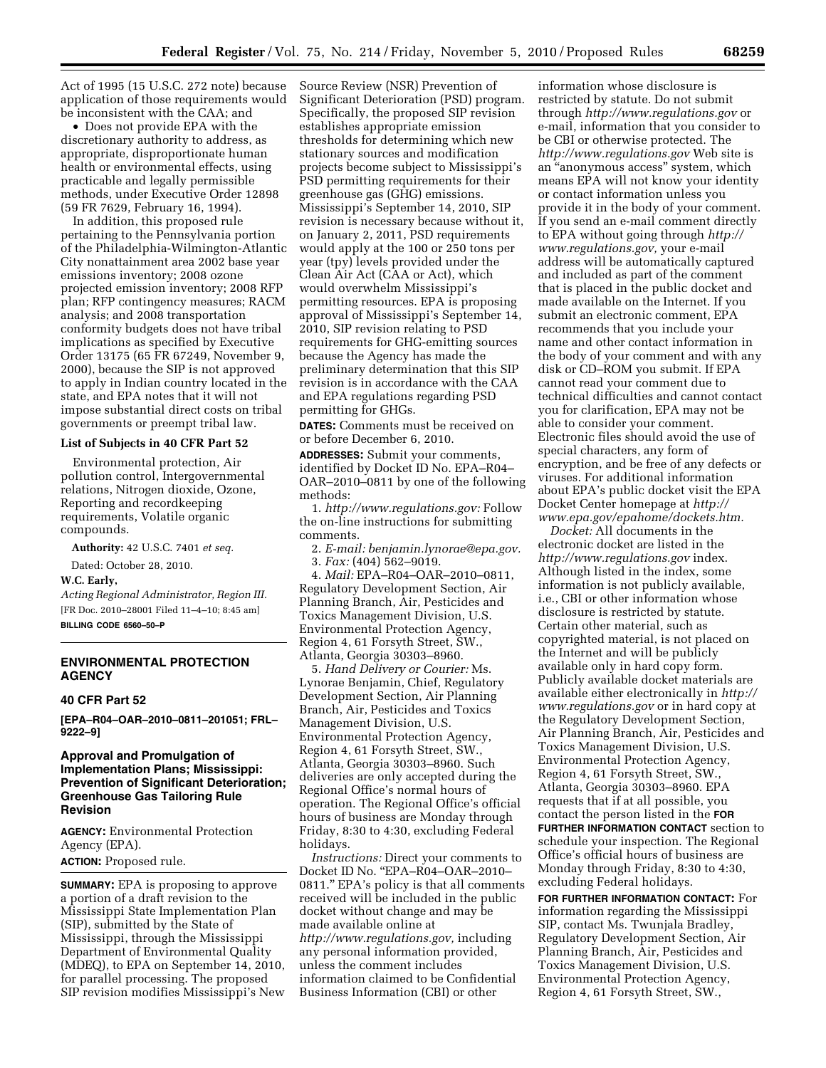Act of 1995 (15 U.S.C. 272 note) because application of those requirements would be inconsistent with the CAA; and

- Does not provide EPA with the discretionary authority to address, as appropriate, disproportionate human health or environmental effects, using practicable and legally permissible methods, under Executive Order 12898 (59 FR 7629, February 16, 1994).

In addition, this proposed rule pertaining to the Pennsylvania portion of the Philadelphia-Wilmington-Atlantic City nonattainment area 2002 base year emissions inventory; 2008 ozone projected emission inventory; 2008 RFP plan; RFP contingency measures; RACM analysis; and 2008 transportation conformity budgets does not have tribal implications as specified by Executive Order 13175 (65 FR 67249, November 9, 2000), because the SIP is not approved to apply in Indian country located in the state, and EPA notes that it will not impose substantial direct costs on tribal governments or preempt tribal law.

### List of Subjects in 40 CFR Part 52

Environmental protection, Air pollution control, Intergovernmental relations, Nitrogen dioxide, Ozone, Reporting and recordkeeping requirements, Volatile organic compounds.

**Authority:** 42 U.S.C. 7401 *et seq.*

Dated: October 28, 2010.

**W.C. Early,**

*Acting Regional Administrator, Region III.*

[FR Doc. 2010–28001 Filed 11–4–10; 8:45 am]

**BILLING CODE 6560–50–P**

---

## ENVIRONMENTAL PROTECTION AGENCY

### 40 CFR Part 52

**[EPA–R04–OAR–2010–0811–201051; FRL–9222–9]**

### Approval and Promulgation of Implementation Plans; Mississippi: Prevention of Significant Deterioration; Greenhouse Gas Tailoring Rule Revision

**AGENCY:** Environmental Protection Agency (EPA).

**ACTION:** Proposed rule.

**SUMMARY:** EPA is proposing to approve a portion of a draft revision to the Mississippi State Implementation Plan (SIP), submitted by the State of Mississippi, through the Mississippi Department of Environmental Quality (MDEQ), to EPA on September 14, 2010, for parallel processing. The proposed SIP revision modifies Mississippi's New Source Review (NSR) Prevention of Significant Deterioration (PSD) program. Specifically, the proposed SIP revision establishes appropriate emission thresholds for determining which new stationary sources and modification projects become subject to Mississippi's PSD permitting requirements for their greenhouse gas (GHG) emissions. Mississippi's September 14, 2010, SIP revision is necessary because without it, on January 2, 2011, PSD requirements would apply at the 100 or 250 tons per year (tpy) levels provided under the Clean Air Act (CAA or Act), which would overwhelm Mississippi's permitting resources. EPA is proposing approval of Mississippi's September 14, 2010, SIP revision relating to PSD requirements for GHG-emitting sources because the Agency has made the preliminary determination that this SIP revision is in accordance with the CAA and EPA regulations regarding PSD permitting for GHGs.

**DATES:** Comments must be received on or before December 6, 2010.

**ADDRESSES:** Submit your comments, identified by Docket ID No. EPA–R04–OAR–2010–0811 by one of the following methods:

1. *http://www.regulations.gov:* Follow the on-line instructions for submitting comments.
2. *E-mail: benjamin.lynorae@epa.gov.*
3. *Fax:* (404) 562–9019.
4. *Mail:* EPA–R04–OAR–2010–0811, Regulatory Development Section, Air Planning Branch, Air, Pesticides and Toxics Management Division, U.S. Environmental Protection Agency, Region 4, 61 Forsyth Street, SW., Atlanta, Georgia 30303–8960.
5. *Hand Delivery or Courier:* Ms. Lynorae Benjamin, Chief, Regulatory Development Section, Air Planning Branch, Air, Pesticides and Toxics Management Division, U.S. Environmental Protection Agency, Region 4, 61 Forsyth Street, SW., Atlanta, Georgia 30303–8960. Such deliveries are only accepted during the Regional Office's normal hours of operation. The Regional Office's official hours of business are Monday through Friday, 8:30 to 4:30, excluding Federal holidays.

*Instructions:* Direct your comments to Docket ID No. "EPA–R04–OAR–2010–0811." EPA's policy is that all comments received will be included in the public docket without change and may be made available online at *http://www.regulations.gov,* including any personal information provided, unless the comment includes information claimed to be Confidential Business Information (CBI) or other information whose disclosure is restricted by statute. Do not submit through *http://www.regulations.gov* or e-mail, information that you consider to be CBI or otherwise protected. The *http://www.regulations.gov* Web site is an "anonymous access" system, which means EPA will not know your identity or contact information unless you provide it in the body of your comment. If you send an e-mail comment directly to EPA without going through *http://www.regulations.gov,* your e-mail address will be automatically captured and included as part of the comment that is placed in the public docket and made available on the Internet. If you submit an electronic comment, EPA recommends that you include your name and other contact information in the body of your comment and with any disk or CD–ROM you submit. If EPA cannot read your comment due to technical difficulties and cannot contact you for clarification, EPA may not be able to consider your comment. Electronic files should avoid the use of special characters, any form of encryption, and be free of any defects or viruses. For additional information about EPA's public docket visit the EPA Docket Center homepage at *http://www.epa.gov/epahome/dockets.htm.*

*Docket:* All documents in the electronic docket are listed in the *http://www.regulations.gov* index. Although listed in the index, some information is not publicly available, i.e., CBI or other information whose disclosure is restricted by statute. Certain other material, such as copyrighted material, is not placed on the Internet and will be publicly available only in hard copy form. Publicly available docket materials are available either electronically in *http://www.regulations.gov* or in hard copy at the Regulatory Development Section, Air Planning Branch, Air, Pesticides and Toxics Management Division, U.S. Environmental Protection Agency, Region 4, 61 Forsyth Street, SW., Atlanta, Georgia 30303–8960. EPA requests that if at all possible, you contact the person listed in the **FOR FURTHER INFORMATION CONTACT** section to schedule your inspection. The Regional Office's official hours of business are Monday through Friday, 8:30 to 4:30, excluding Federal holidays.

**FOR FURTHER INFORMATION CONTACT:** For information regarding the Mississippi SIP, contact Ms. Twunjala Bradley, Regulatory Development Section, Air Planning Branch, Air, Pesticides and Toxics Management Division, U.S. Environmental Protection Agency, Region 4, 61 Forsyth Street, SW.,